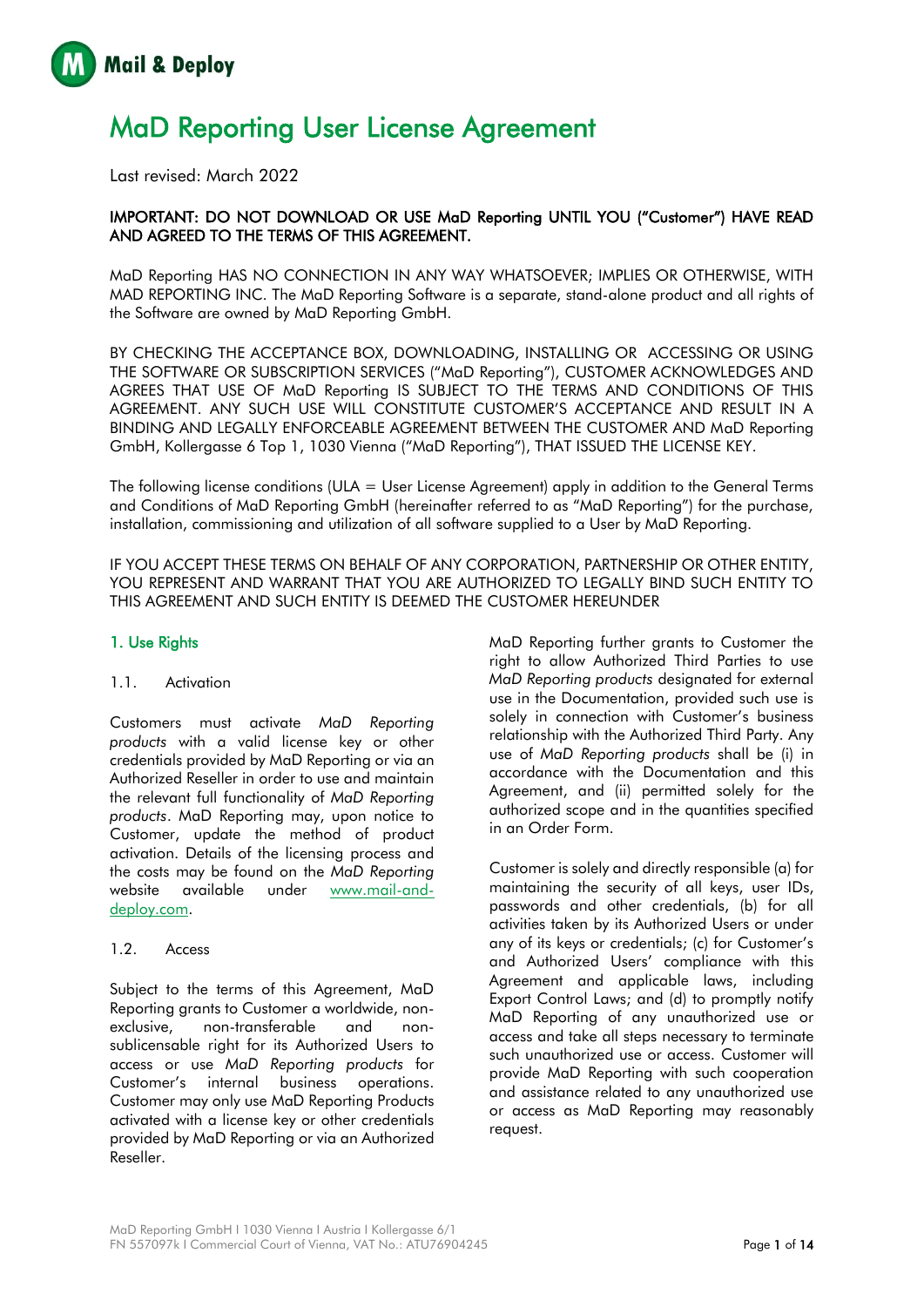# MaD Reporting User License Agreement

Last revised: March 2022

**IMPORTANT: DO NOT DOWNLOAD OR USE MaD Reporting UNTIL YOU ("Customer") HAVE READ AND AGREED TO THE TERMS OF THIS AGREEMENT.**

MaD Reporting HAS NO CONNECTION IN ANY WAY WHATSOEVER; IMPLIES OR OTHERWISE, WITH MAD REPORTING INC. The MaD Reporting Software is a separate, stand-alone product and all rights of the Software are owned by MaD Reporting GmbH.

BY CHECKING THE ACCEPTANCE BOX, DOWNLOADING, INSTALLING OR ACCESSING OR USING THE SOFTWARE OR SUBSCRIPTION SERVICES ("MaD Reporting"), CUSTOMER ACKNOWLEDGES AND AGREES THAT USE OF MaD Reporting IS SUBJECT TO THE TERMS AND CONDITIONS OF THIS AGREEMENT. ANY SUCH USE WILL CONSTITUTE CUSTOMER'S ACCEPTANCE AND RESULT IN A BINDING AND LEGALLY ENFORCEABLE AGREEMENT BETWEEN THE CUSTOMER AND MaD Reporting GmbH, Kollergasse 6 Top 1, 1030 Vienna ("MaD Reporting"), THAT ISSUED THE LICENSE KEY.

The following license conditions (ULA = User License Agreement) apply in addition to the General Terms and Conditions of MaD Reporting GmbH (hereinafter referred to as "MaD Reporting") for the purchase, installation, commissioning and utilization of all software supplied to a User by MaD Reporting.

IF YOU ACCEPT THESE TERMS ON BEHALF OF ANY CORPORATION, PARTNERSHIP OR OTHER ENTITY, YOU REPRESENT AND WARRANT THAT YOU ARE AUTHORIZED TO LEGALLY BIND SUCH ENTITY TO THIS AGREEMENT AND SUCH ENTITY IS DEEMED THE CUSTOMER HEREUNDER

## 1. Use Rights

### 1.1. Activation

Customers must activate *MaD Reporting products* with a valid license key or other credentials provided by MaD Reporting or via an Authorized Reseller in order to use and maintain the relevant full functionality of *MaD Reporting products*. MaD Reporting may, upon notice to Customer, update the method of product activation. Details of the licensing process and the costs may be found on the *MaD Reporting* website available under [www.mail-and-deploy.com](www.mail-and-deploy.com).

### 1.2. Access

Subject to the terms of this Agreement, MaD Reporting grants to Customer a worldwide, non-exclusive, non-transferable and non-sublicensable right for its Authorized Users to access or use *MaD Reporting products* for Customer's internal business operations. Customer may only use MaD Reporting Products activated with a license key or other credentials provided by MaD Reporting or via an Authorized Reseller.

MaD Reporting further grants to Customer the right to allow Authorized Third Parties to use *MaD Reporting products* designated for external use in the Documentation, provided such use is solely in connection with Customer's business relationship with the Authorized Third Party. Any use of *MaD Reporting products* shall be (i) in accordance with the Documentation and this Agreement, and (ii) permitted solely for the authorized scope and in the quantities specified in an Order Form.

Customer is solely and directly responsible (a) for maintaining the security of all keys, user IDs, passwords and other credentials, (b) for all activities taken by its Authorized Users or under any of its keys or credentials; (c) for Customer's and Authorized Users' compliance with this Agreement and applicable laws, including Export Control Laws; and (d) to promptly notify MaD Reporting of any unauthorized use or access and take all steps necessary to terminate such unauthorized use or access. Customer will provide MaD Reporting with such cooperation and assistance related to any unauthorized use or access as MaD Reporting may reasonably request.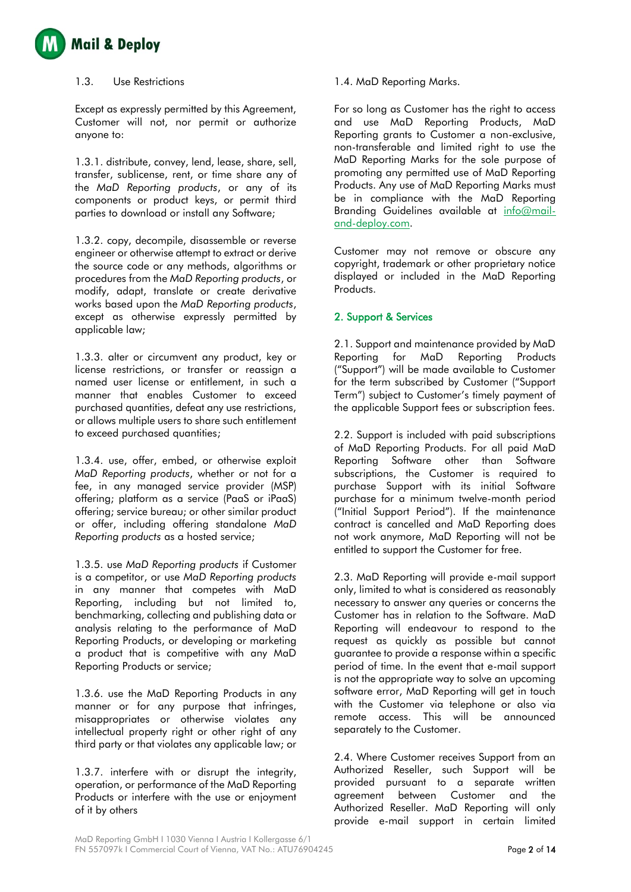### 1.3. Use Restrictions

Except as expressly permitted by this Agreement, Customer will not, nor permit or authorize anyone to:

1.3.1. distribute, convey, lend, lease, share, sell, transfer, sublicense, rent, or time share any of the *MaD Reporting products*, or any of its components or product keys, or permit third parties to download or install any Software;

1.3.2. copy, decompile, disassemble or reverse engineer or otherwise attempt to extract or derive the source code or any methods, algorithms or procedures from the *MaD Reporting products*, or modify, adapt, translate or create derivative works based upon the *MaD Reporting products*, except as otherwise expressly permitted by applicable law;

1.3.3. alter or circumvent any product, key or license restrictions, or transfer or reassign a named user license or entitlement, in such a manner that enables Customer to exceed purchased quantities, defeat any use restrictions, or allows multiple users to share such entitlement to exceed purchased quantities;

1.3.4. use, offer, embed, or otherwise exploit *MaD Reporting products*, whether or not for a fee, in any managed service provider (MSP) offering; platform as a service (PaaS or iPaaS) offering; service bureau; or other similar product or offer, including offering standalone *MaD Reporting products* as a hosted service;

1.3.5. use *MaD Reporting products* if Customer is a competitor, or use *MaD Reporting products* in any manner that competes with MaD Reporting, including but not limited to, benchmarking, collecting and publishing data or analysis relating to the performance of MaD Reporting Products, or developing or marketing a product that is competitive with any MaD Reporting Products or service;

1.3.6. use the MaD Reporting Products in any manner or for any purpose that infringes, misappropriates or otherwise violates any intellectual property right or other right of any third party or that violates any applicable law; or

1.3.7. interfere with or disrupt the integrity, operation, or performance of the MaD Reporting Products or interfere with the use or enjoyment of it by others

### 1.4. MaD Reporting Marks.

For so long as Customer has the right to access and use MaD Reporting Products, MaD Reporting grants to Customer a non-exclusive, non-transferable and limited right to use the MaD Reporting Marks for the sole purpose of promoting any permitted use of MaD Reporting Products. Any use of MaD Reporting Marks must be in compliance with the MaD Reporting Branding Guidelines available at info@mail-and-deploy.com.

Customer may not remove or obscure any copyright, trademark or other proprietary notice displayed or included in the MaD Reporting Products.

## 2. Support & Services

2.1. Support and maintenance provided by MaD Reporting for MaD Reporting Products ("Support") will be made available to Customer for the term subscribed by Customer ("Support Term") subject to Customer's timely payment of the applicable Support fees or subscription fees.

2.2. Support is included with paid subscriptions of MaD Reporting Products. For all paid MaD Reporting Software other than Software subscriptions, the Customer is required to purchase Support with its initial Software purchase for a minimum twelve-month period ("Initial Support Period"). If the maintenance contract is cancelled and MaD Reporting does not work anymore, MaD Reporting will not be entitled to support the Customer for free.

2.3. MaD Reporting will provide e-mail support only, limited to what is considered as reasonably necessary to answer any queries or concerns the Customer has in relation to the Software. MaD Reporting will endeavour to respond to the request as quickly as possible but cannot guarantee to provide a response within a specific period of time. In the event that e-mail support is not the appropriate way to solve an upcoming software error, MaD Reporting will get in touch with the Customer via telephone or also via remote access. This will be announced separately to the Customer.

2.4. Where Customer receives Support from an Authorized Reseller, such Support will be provided pursuant to a separate written agreement between Customer and the Authorized Reseller. MaD Reporting will only provide e-mail support in certain limited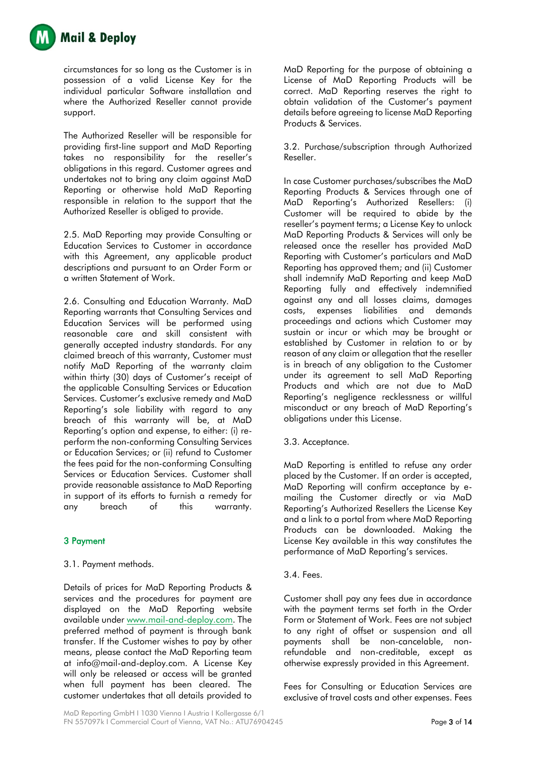circumstances for so long as the Customer is in possession of a valid License Key for the individual particular Software installation and where the Authorized Reseller cannot provide support.

The Authorized Reseller will be responsible for providing first-line support and MaD Reporting takes no responsibility for the reseller's obligations in this regard. Customer agrees and undertakes not to bring any claim against MaD Reporting or otherwise hold MaD Reporting responsible in relation to the support that the Authorized Reseller is obliged to provide.

2.5. MaD Reporting may provide Consulting or Education Services to Customer in accordance with this Agreement, any applicable product descriptions and pursuant to an Order Form or a written Statement of Work.

2.6. Consulting and Education Warranty. MaD Reporting warrants that Consulting Services and Education Services will be performed using reasonable care and skill consistent with generally accepted industry standards. For any claimed breach of this warranty, Customer must notify MaD Reporting of the warranty claim within thirty (30) days of Customer's receipt of the applicable Consulting Services or Education Services. Customer's exclusive remedy and MaD Reporting's sole liability with regard to any breach of this warranty will be, at MaD Reporting's option and expense, to either: (i) re-perform the non-conforming Consulting Services or Education Services; or (ii) refund to Customer the fees paid for the non-conforming Consulting Services or Education Services. Customer shall provide reasonable assistance to MaD Reporting in support of its efforts to furnish a remedy for any breach of this warranty.

## 3 Payment

3.1. Payment methods.

Details of prices for MaD Reporting Products & services and the procedures for payment are displayed on the MaD Reporting website available under www.mail-and-deploy.com. The preferred method of payment is through bank transfer. If the Customer wishes to pay by other means, please contact the MaD Reporting team at info@mail-and-deploy.com. A License Key will only be released or access will be granted when full payment has been cleared. The customer undertakes that all details provided to MaD Reporting for the purpose of obtaining a License of MaD Reporting Products will be correct. MaD Reporting reserves the right to obtain validation of the Customer's payment details before agreeing to license MaD Reporting Products & Services.

3.2. Purchase/subscription through Authorized Reseller.

In case Customer purchases/subscribes the MaD Reporting Products & Services through one of MaD Reporting's Authorized Resellers: (i) Customer will be required to abide by the reseller's payment terms; a License Key to unlock MaD Reporting Products & Services will only be released once the reseller has provided MaD Reporting with Customer's particulars and MaD Reporting has approved them; and (ii) Customer shall indemnify MaD Reporting and keep MaD Reporting fully and effectively indemnified against any and all losses claims, damages costs, expenses liabilities and demands proceedings and actions which Customer may sustain or incur or which may be brought or established by Customer in relation to or by reason of any claim or allegation that the reseller is in breach of any obligation to the Customer under its agreement to sell MaD Reporting Products and which are not due to MaD Reporting's negligence recklessness or willful misconduct or any breach of MaD Reporting's obligations under this License.

3.3. Acceptance.

MaD Reporting is entitled to refuse any order placed by the Customer. If an order is accepted, MaD Reporting will confirm acceptance by e-mailing the Customer directly or via MaD Reporting's Authorized Resellers the License Key and a link to a portal from where MaD Reporting Products can be downloaded. Making the License Key available in this way constitutes the performance of MaD Reporting's services.

3.4. Fees.

Customer shall pay any fees due in accordance with the payment terms set forth in the Order Form or Statement of Work. Fees are not subject to any right of offset or suspension and all payments shall be non-cancelable, non-refundable and non-creditable, except as otherwise expressly provided in this Agreement.

Fees for Consulting or Education Services are exclusive of travel costs and other expenses. Fees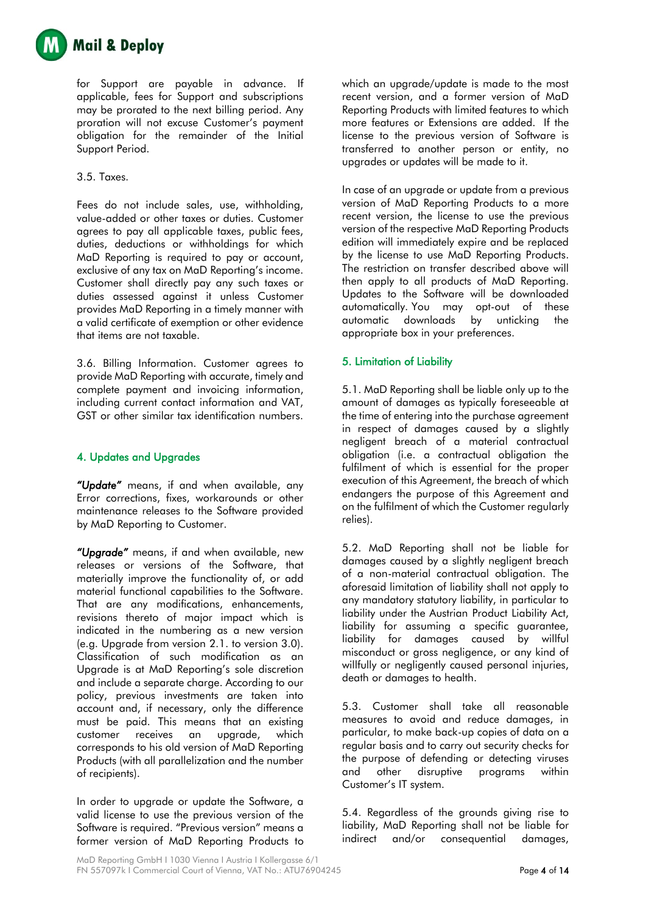for Support are payable in advance. If applicable, fees for Support and subscriptions may be prorated to the next billing period. Any proration will not excuse Customer's payment obligation for the remainder of the Initial Support Period.

3.5. Taxes.

Fees do not include sales, use, withholding, value-added or other taxes or duties. Customer agrees to pay all applicable taxes, public fees, duties, deductions or withholdings for which MaD Reporting is required to pay or account, exclusive of any tax on MaD Reporting's income. Customer shall directly pay any such taxes or duties assessed against it unless Customer provides MaD Reporting in a timely manner with a valid certificate of exemption or other evidence that items are not taxable.

3.6. Billing Information. Customer agrees to provide MaD Reporting with accurate, timely and complete payment and invoicing information, including current contact information and VAT, GST or other similar tax identification numbers.

## 4. Updates and Upgrades

***"Update"*** means, if and when available, any Error corrections, fixes, workarounds or other maintenance releases to the Software provided by MaD Reporting to Customer.

***"Upgrade"*** means, if and when available, new releases or versions of the Software, that materially improve the functionality of, or add material functional capabilities to the Software. That are any modifications, enhancements, revisions thereto of major impact which is indicated in the numbering as a new version (e.g. Upgrade from version 2.1. to version 3.0). Classification of such modification as an Upgrade is at MaD Reporting's sole discretion and include a separate charge. According to our policy, previous investments are taken into account and, if necessary, only the difference must be paid. This means that an existing customer receives an upgrade, which corresponds to his old version of MaD Reporting Products (with all parallelization and the number of recipients).

In order to upgrade or update the Software, a valid license to use the previous version of the Software is required. "Previous version" means a former version of MaD Reporting Products to which an upgrade/update is made to the most recent version, and a former version of MaD Reporting Products with limited features to which more features or Extensions are added. If the license to the previous version of Software is transferred to another person or entity, no upgrades or updates will be made to it.

In case of an upgrade or update from a previous version of MaD Reporting Products to a more recent version, the license to use the previous version of the respective MaD Reporting Products edition will immediately expire and be replaced by the license to use MaD Reporting Products. The restriction on transfer described above will then apply to all products of MaD Reporting. Updates to the Software will be downloaded automatically. You may opt-out of these automatic downloads by unticking the appropriate box in your preferences.

## 5. Limitation of Liability

5.1. MaD Reporting shall be liable only up to the amount of damages as typically foreseeable at the time of entering into the purchase agreement in respect of damages caused by a slightly negligent breach of a material contractual obligation (i.e. a contractual obligation the fulfilment of which is essential for the proper execution of this Agreement, the breach of which endangers the purpose of this Agreement and on the fulfilment of which the Customer regularly relies).

5.2. MaD Reporting shall not be liable for damages caused by a slightly negligent breach of a non-material contractual obligation. The aforesaid limitation of liability shall not apply to any mandatory statutory liability, in particular to liability under the Austrian Product Liability Act, liability for assuming a specific guarantee, liability for damages caused by willful misconduct or gross negligence, or any kind of willfully or negligently caused personal injuries, death or damages to health.

5.3. Customer shall take all reasonable measures to avoid and reduce damages, in particular, to make back-up copies of data on a regular basis and to carry out security checks for the purpose of defending or detecting viruses and other disruptive programs within Customer's IT system.

5.4. Regardless of the grounds giving rise to liability, MaD Reporting shall not be liable for indirect and/or consequential damages,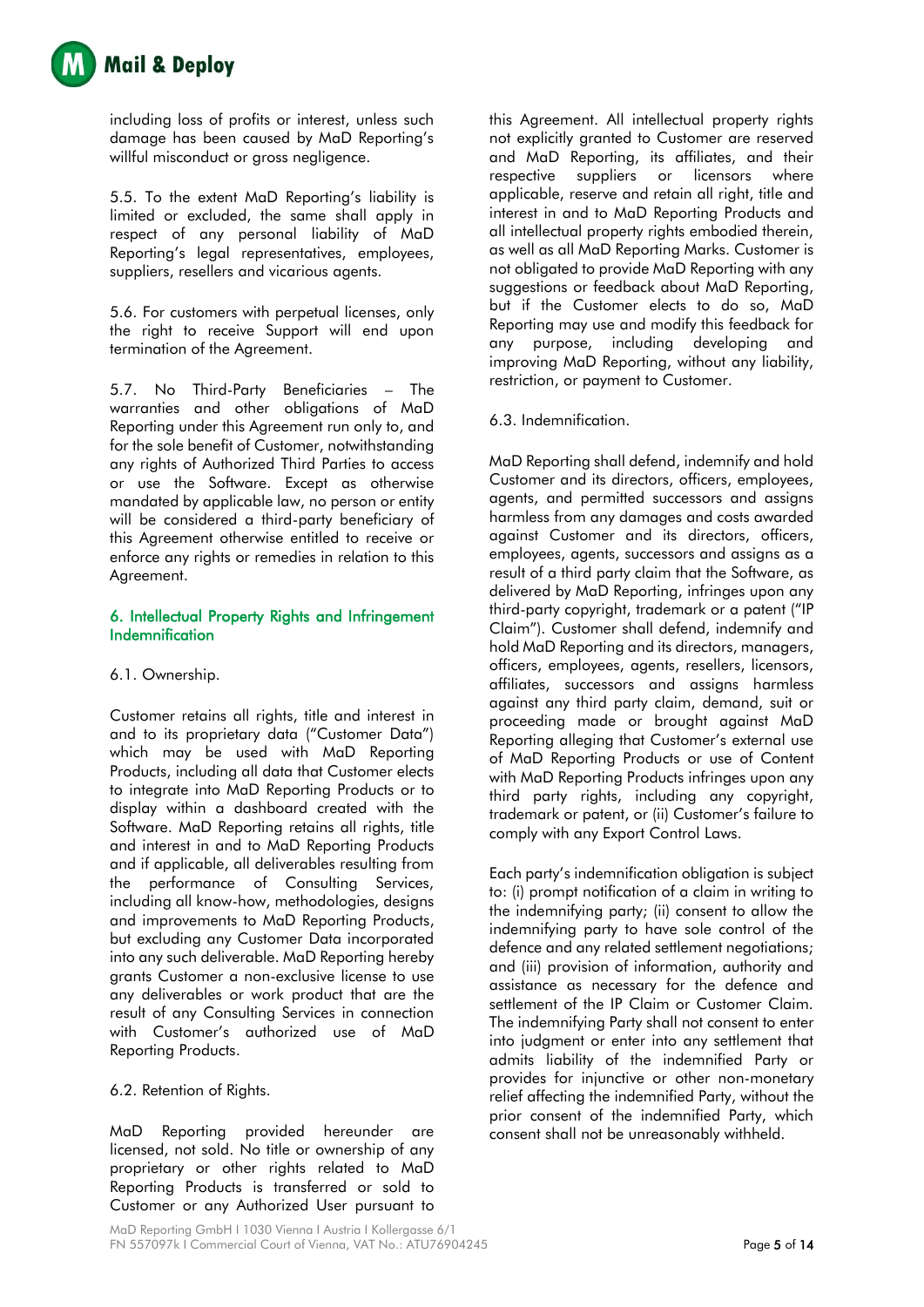including loss of profits or interest, unless such damage has been caused by MaD Reporting's willful misconduct or gross negligence.

5.5. To the extent MaD Reporting's liability is limited or excluded, the same shall apply in respect of any personal liability of MaD Reporting's legal representatives, employees, suppliers, resellers and vicarious agents.

5.6. For customers with perpetual licenses, only the right to receive Support will end upon termination of the Agreement.

5.7. No Third-Party Beneficiaries – The warranties and other obligations of MaD Reporting under this Agreement run only to, and for the sole benefit of Customer, notwithstanding any rights of Authorized Third Parties to access or use the Software. Except as otherwise mandated by applicable law, no person or entity will be considered a third-party beneficiary of this Agreement otherwise entitled to receive or enforce any rights or remedies in relation to this Agreement.

## 6. Intellectual Property Rights and Infringement Indemnification

6.1. Ownership.

Customer retains all rights, title and interest in and to its proprietary data ("Customer Data") which may be used with MaD Reporting Products, including all data that Customer elects to integrate into MaD Reporting Products or to display within a dashboard created with the Software. MaD Reporting retains all rights, title and interest in and to MaD Reporting Products and if applicable, all deliverables resulting from the performance of Consulting Services, including all know-how, methodologies, designs and improvements to MaD Reporting Products, but excluding any Customer Data incorporated into any such deliverable. MaD Reporting hereby grants Customer a non-exclusive license to use any deliverables or work product that are the result of any Consulting Services in connection with Customer's authorized use of MaD Reporting Products.

6.2. Retention of Rights.

MaD Reporting provided hereunder are licensed, not sold. No title or ownership of any proprietary or other rights related to MaD Reporting Products is transferred or sold to Customer or any Authorized User pursuant to this Agreement. All intellectual property rights not explicitly granted to Customer are reserved and MaD Reporting, its affiliates, and their respective suppliers or licensors where applicable, reserve and retain all right, title and interest in and to MaD Reporting Products and all intellectual property rights embodied therein, as well as all MaD Reporting Marks. Customer is not obligated to provide MaD Reporting with any suggestions or feedback about MaD Reporting, but if the Customer elects to do so, MaD Reporting may use and modify this feedback for any purpose, including developing and improving MaD Reporting, without any liability, restriction, or payment to Customer.

6.3. Indemnification.

MaD Reporting shall defend, indemnify and hold Customer and its directors, officers, employees, agents, and permitted successors and assigns harmless from any damages and costs awarded against Customer and its directors, officers, employees, agents, successors and assigns as a result of a third party claim that the Software, as delivered by MaD Reporting, infringes upon any third-party copyright, trademark or a patent ("IP Claim"). Customer shall defend, indemnify and hold MaD Reporting and its directors, managers, officers, employees, agents, resellers, licensors, affiliates, successors and assigns harmless against any third party claim, demand, suit or proceeding made or brought against MaD Reporting alleging that Customer's external use of MaD Reporting Products or use of Content with MaD Reporting Products infringes upon any third party rights, including any copyright, trademark or patent, or (ii) Customer's failure to comply with any Export Control Laws.

Each party's indemnification obligation is subject to: (i) prompt notification of a claim in writing to the indemnifying party; (ii) consent to allow the indemnifying party to have sole control of the defence and any related settlement negotiations; and (iii) provision of information, authority and assistance as necessary for the defence and settlement of the IP Claim or Customer Claim. The indemnifying Party shall not consent to enter into judgment or enter into any settlement that admits liability of the indemnified Party or provides for injunctive or other non-monetary relief affecting the indemnified Party, without the prior consent of the indemnified Party, which consent shall not be unreasonably withheld.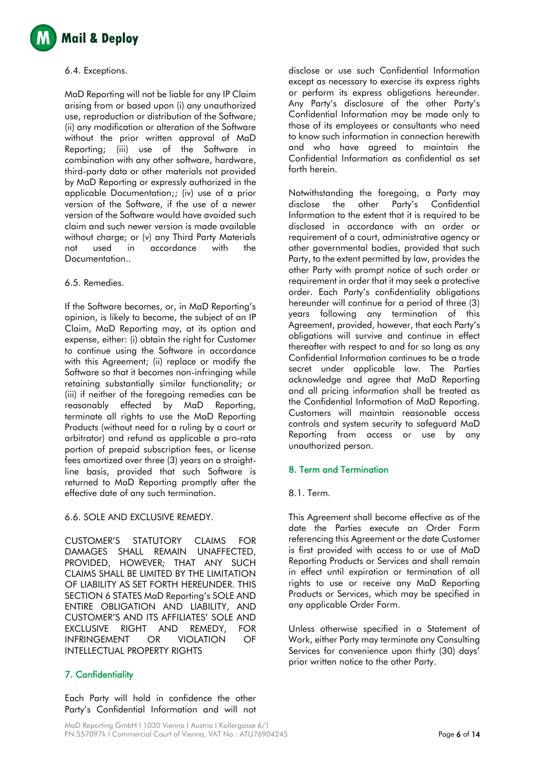6.4. Exceptions.

MaD Reporting will not be liable for any IP Claim arising from or based upon (i) any unauthorized use, reproduction or distribution of the Software; (ii) any modification or alteration of the Software without the prior written approval of MaD Reporting; (iii) use of the Software in combination with any other software, hardware, third-party data or other materials not provided by MaD Reporting or expressly authorized in the applicable Documentation;; (iv) use of a prior version of the Software, if the use of a newer version of the Software would have avoided such claim and such newer version is made available without charge; or (v) any Third Party Materials not used in accordance with the Documentation..

6.5. Remedies.

If the Software becomes, or, in MaD Reporting's opinion, is likely to become, the subject of an IP Claim, MaD Reporting may, at its option and expense, either: (i) obtain the right for Customer to continue using the Software in accordance with this Agreement; (ii) replace or modify the Software so that it becomes non-infringing while retaining substantially similar functionality; or (iii) if neither of the foregoing remedies can be reasonably effected by MaD Reporting, terminate all rights to use the MaD Reporting Products (without need for a ruling by a court or arbitrator) and refund as applicable a pro-rata portion of prepaid subscription fees, or license fees amortized over three (3) years on a straight-line basis, provided that such Software is returned to MaD Reporting promptly after the effective date of any such termination.

6.6. SOLE AND EXCLUSIVE REMEDY.

CUSTOMER'S STATUTORY CLAIMS FOR DAMAGES SHALL REMAIN UNAFFECTED, PROVIDED, HOWEVER; THAT ANY SUCH CLAIMS SHALL BE LIMITED BY THE LIMITATION OF LIABILITY AS SET FORTH HEREUNDER. THIS SECTION 6 STATES MaD Reporting's SOLE AND ENTIRE OBLIGATION AND LIABILITY, AND CUSTOMER'S AND ITS AFFILIATES' SOLE AND EXCLUSIVE RIGHT AND REMEDY, FOR INFRINGEMENT OR VIOLATION OF INTELLECTUAL PROPERTY RIGHTS

## 7. Confidentiality

Each Party will hold in confidence the other Party's Confidential Information and will not disclose or use such Confidential Information except as necessary to exercise its express rights or perform its express obligations hereunder. Any Party's disclosure of the other Party's Confidential Information may be made only to those of its employees or consultants who need to know such information in connection herewith and who have agreed to maintain the Confidential Information as confidential as set forth herein.

Notwithstanding the foregoing, a Party may disclose the other Party's Confidential Information to the extent that it is required to be disclosed in accordance with an order or requirement of a court, administrative agency or other governmental bodies, provided that such Party, to the extent permitted by law, provides the other Party with prompt notice of such order or requirement in order that it may seek a protective order. Each Party's confidentiality obligations hereunder will continue for a period of three (3) years following any termination of this Agreement, provided, however, that each Party's obligations will survive and continue in effect thereafter with respect to and for so long as any Confidential Information continues to be a trade secret under applicable law. The Parties acknowledge and agree that MaD Reporting and all pricing information shall be treated as the Confidential Information of MaD Reporting. Customers will maintain reasonable access controls and system security to safeguard MaD Reporting from access or use by any unauthorized person.

## 8. Term and Termination

8.1. Term.

This Agreement shall become effective as of the date the Parties execute an Order Form referencing this Agreement or the date Customer is first provided with access to or use of MaD Reporting Products or Services and shall remain in effect until expiration or termination of all rights to use or receive any MaD Reporting Products or Services, which may be specified in any applicable Order Form.

Unless otherwise specified in a Statement of Work, either Party may terminate any Consulting Services for convenience upon thirty (30) days' prior written notice to the other Party.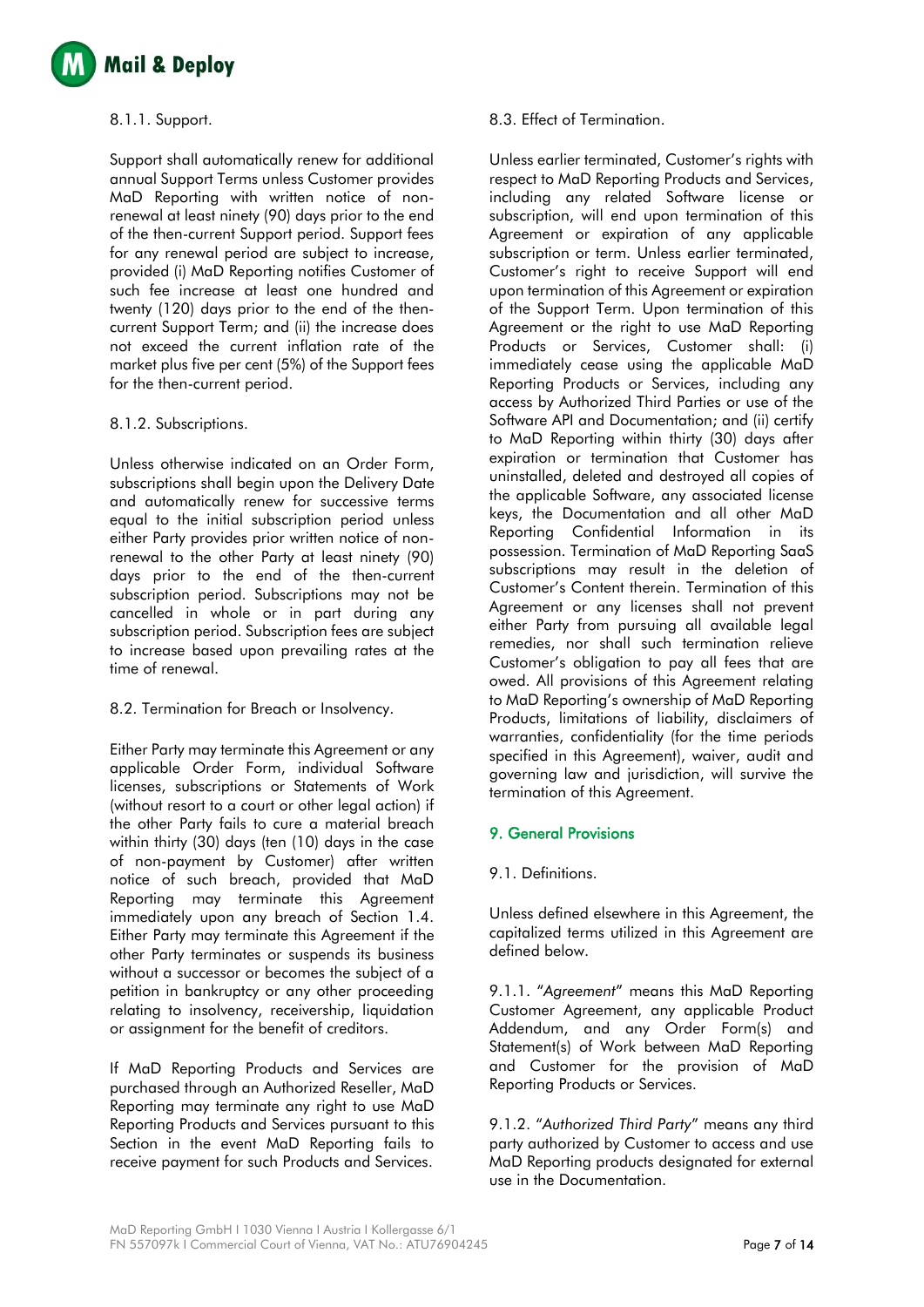8.1.1. Support.

Support shall automatically renew for additional annual Support Terms unless Customer provides MaD Reporting with written notice of non-renewal at least ninety (90) days prior to the end of the then-current Support period. Support fees for any renewal period are subject to increase, provided (i) MaD Reporting notifies Customer of such fee increase at least one hundred and twenty (120) days prior to the end of the then-current Support Term; and (ii) the increase does not exceed the current inflation rate of the market plus five per cent (5%) of the Support fees for the then-current period.

8.1.2. Subscriptions.

Unless otherwise indicated on an Order Form, subscriptions shall begin upon the Delivery Date and automatically renew for successive terms equal to the initial subscription period unless either Party provides prior written notice of non-renewal to the other Party at least ninety (90) days prior to the end of the then-current subscription period. Subscriptions may not be cancelled in whole or in part during any subscription period. Subscription fees are subject to increase based upon prevailing rates at the time of renewal.

8.2. Termination for Breach or Insolvency.

Either Party may terminate this Agreement or any applicable Order Form, individual Software licenses, subscriptions or Statements of Work (without resort to a court or other legal action) if the other Party fails to cure a material breach within thirty (30) days (ten (10) days in the case of non-payment by Customer) after written notice of such breach, provided that MaD Reporting may terminate this Agreement immediately upon any breach of Section 1.4. Either Party may terminate this Agreement if the other Party terminates or suspends its business without a successor or becomes the subject of a petition in bankruptcy or any other proceeding relating to insolvency, receivership, liquidation or assignment for the benefit of creditors.

If MaD Reporting Products and Services are purchased through an Authorized Reseller, MaD Reporting may terminate any right to use MaD Reporting Products and Services pursuant to this Section in the event MaD Reporting fails to receive payment for such Products and Services.

8.3. Effect of Termination.

Unless earlier terminated, Customer's rights with respect to MaD Reporting Products and Services, including any related Software license or subscription, will end upon termination of this Agreement or expiration of any applicable subscription or term. Unless earlier terminated, Customer's right to receive Support will end upon termination of this Agreement or expiration of the Support Term. Upon termination of this Agreement or the right to use MaD Reporting Products or Services, Customer shall: (i) immediately cease using the applicable MaD Reporting Products or Services, including any access by Authorized Third Parties or use of the Software API and Documentation; and (ii) certify to MaD Reporting within thirty (30) days after expiration or termination that Customer has uninstalled, deleted and destroyed all copies of the applicable Software, any associated license keys, the Documentation and all other MaD Reporting Confidential Information in its possession. Termination of MaD Reporting SaaS subscriptions may result in the deletion of Customer's Content therein. Termination of this Agreement or any licenses shall not prevent either Party from pursuing all available legal remedies, nor shall such termination relieve Customer's obligation to pay all fees that are owed. All provisions of this Agreement relating to MaD Reporting's ownership of MaD Reporting Products, limitations of liability, disclaimers of warranties, confidentiality (for the time periods specified in this Agreement), waiver, audit and governing law and jurisdiction, will survive the termination of this Agreement.

## 9. General Provisions

9.1. Definitions.

Unless defined elsewhere in this Agreement, the capitalized terms utilized in this Agreement are defined below.

9.1.1. "*Agreement*" means this MaD Reporting Customer Agreement, any applicable Product Addendum, and any Order Form(s) and Statement(s) of Work between MaD Reporting and Customer for the provision of MaD Reporting Products or Services.

9.1.2. "*Authorized Third Party*" means any third party authorized by Customer to access and use MaD Reporting products designated for external use in the Documentation.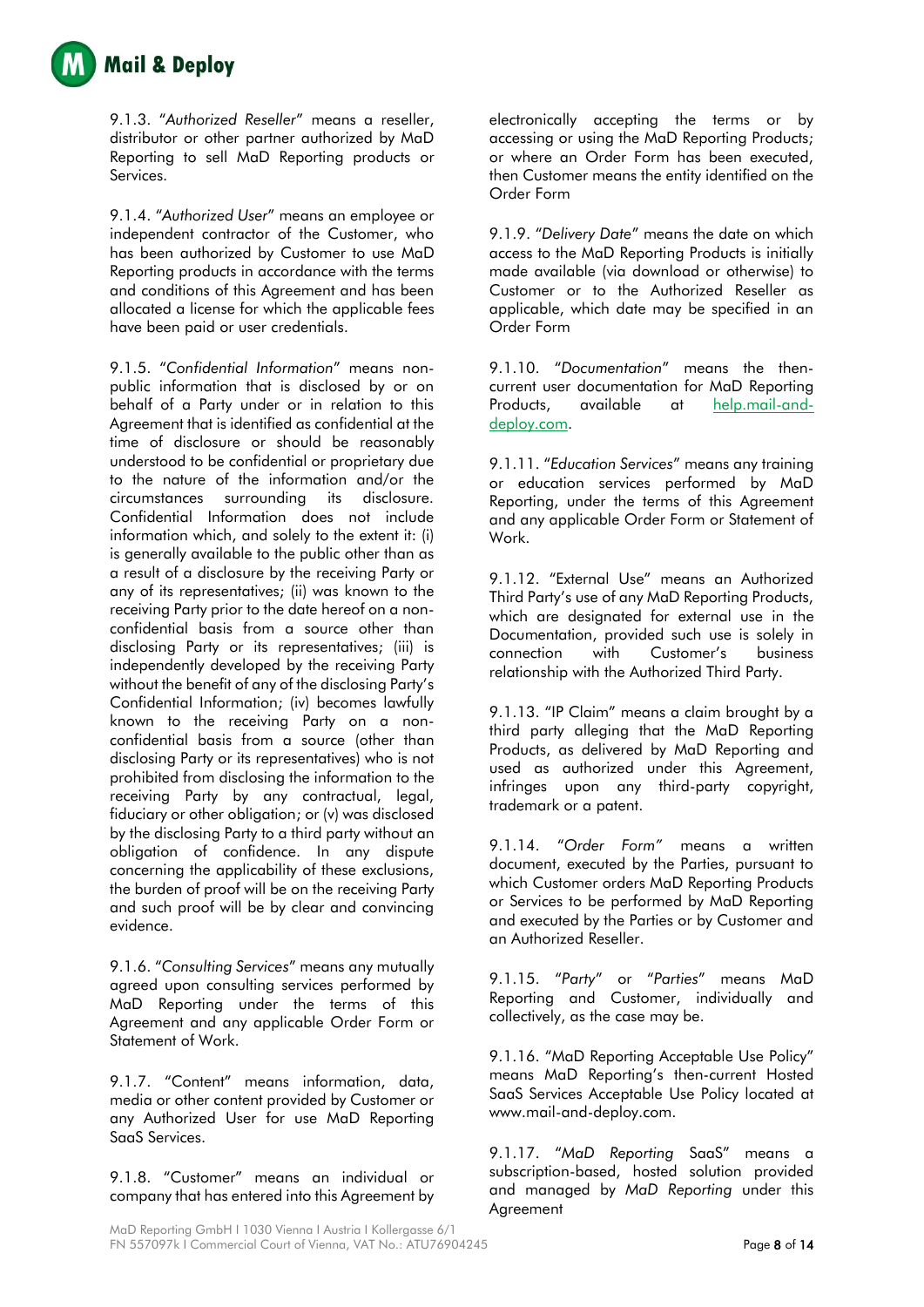9.1.3. "*Authorized Reseller*" means a reseller, distributor or other partner authorized by MaD Reporting to sell MaD Reporting products or Services.

9.1.4. "*Authorized User*" means an employee or independent contractor of the Customer, who has been authorized by Customer to use MaD Reporting products in accordance with the terms and conditions of this Agreement and has been allocated a license for which the applicable fees have been paid or user credentials.

9.1.5. "*Confidential Information*" means non-public information that is disclosed by or on behalf of a Party under or in relation to this Agreement that is identified as confidential at the time of disclosure or should be reasonably understood to be confidential or proprietary due to the nature of the information and/or the circumstances surrounding its disclosure. Confidential Information does not include information which, and solely to the extent it: (i) is generally available to the public other than as a result of a disclosure by the receiving Party or any of its representatives; (ii) was known to the receiving Party prior to the date hereof on a non-confidential basis from a source other than disclosing Party or its representatives; (iii) is independently developed by the receiving Party without the benefit of any of the disclosing Party's Confidential Information; (iv) becomes lawfully known to the receiving Party on a non-confidential basis from a source (other than disclosing Party or its representatives) who is not prohibited from disclosing the information to the receiving Party by any contractual, legal, fiduciary or other obligation; or (v) was disclosed by the disclosing Party to a third party without an obligation of confidence. In any dispute concerning the applicability of these exclusions, the burden of proof will be on the receiving Party and such proof will be by clear and convincing evidence.

9.1.6. "*Consulting Services*" means any mutually agreed upon consulting services performed by MaD Reporting under the terms of this Agreement and any applicable Order Form or Statement of Work.

9.1.7. "Content" means information, data, media or other content provided by Customer or any Authorized User for use MaD Reporting SaaS Services.

9.1.8. "Customer" means an individual or company that has entered into this Agreement by electronically accepting the terms or by accessing or using the MaD Reporting Products; or where an Order Form has been executed, then Customer means the entity identified on the Order Form

9.1.9. "*Delivery Date*" means the date on which access to the MaD Reporting Products is initially made available (via download or otherwise) to Customer or to the Authorized Reseller as applicable, which date may be specified in an Order Form

9.1.10. "*Documentation*" means the then-current user documentation for MaD Reporting Products, available at help.mail-and-deploy.com.

9.1.11. "*Education Services*" means any training or education services performed by MaD Reporting, under the terms of this Agreement and any applicable Order Form or Statement of Work.

9.1.12. "External Use" means an Authorized Third Party's use of any MaD Reporting Products, which are designated for external use in the Documentation, provided such use is solely in connection with Customer's business relationship with the Authorized Third Party.

9.1.13. "IP Claim" means a claim brought by a third party alleging that the MaD Reporting Products, as delivered by MaD Reporting and used as authorized under this Agreement, infringes upon any third-party copyright, trademark or a patent.

9.1.14. *"Order Form"* means a written document, executed by the Parties, pursuant to which Customer orders MaD Reporting Products or Services to be performed by MaD Reporting and executed by the Parties or by Customer and an Authorized Reseller.

9.1.15. "*Party*" or "*Parties*" means MaD Reporting and Customer, individually and collectively, as the case may be.

9.1.16. "MaD Reporting Acceptable Use Policy" means MaD Reporting's then-current Hosted SaaS Services Acceptable Use Policy located at www.mail-and-deploy.com.

9.1.17. "*MaD Reporting* SaaS" means a subscription-based, hosted solution provided and managed by *MaD Reporting* under this Agreement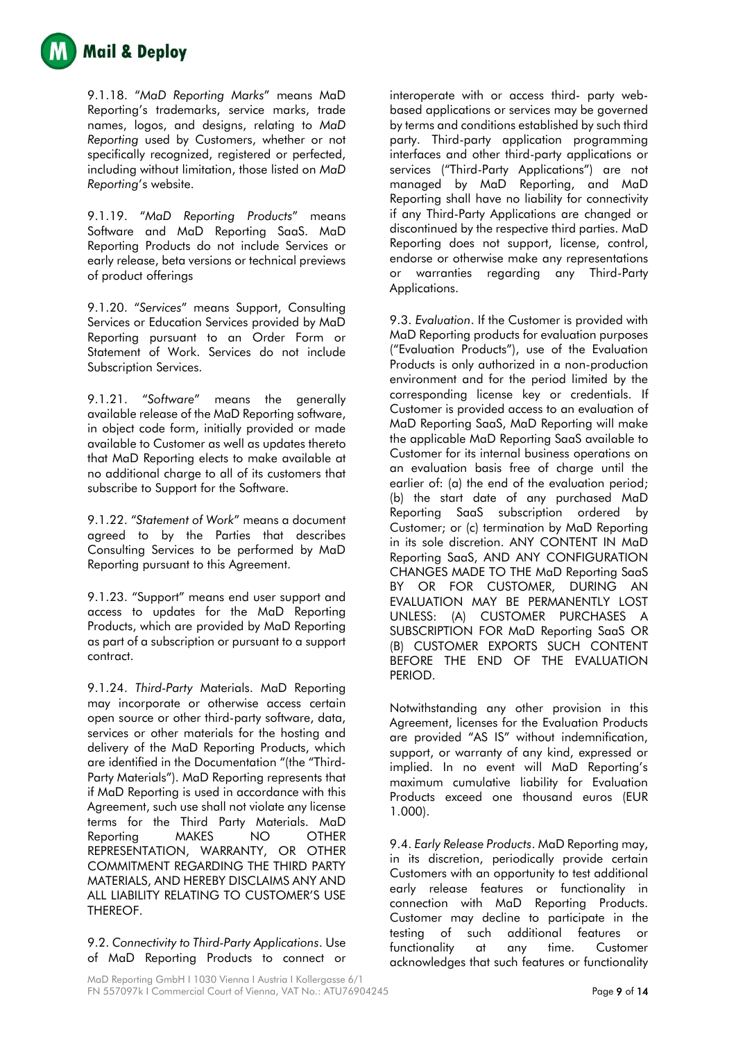9.1.18. "*MaD Reporting Marks*" means MaD Reporting's trademarks, service marks, trade names, logos, and designs, relating to *MaD Reporting* used by Customers, whether or not specifically recognized, registered or perfected, including without limitation, those listed on *MaD Reporting*'s website.

9.1.19. "*MaD Reporting Products*" means Software and MaD Reporting SaaS. MaD Reporting Products do not include Services or early release, beta versions or technical previews of product offerings

9.1.20. "*Services*" means Support, Consulting Services or Education Services provided by MaD Reporting pursuant to an Order Form or Statement of Work. Services do not include Subscription Services.

9.1.21. "*Software*" means the generally available release of the MaD Reporting software, in object code form, initially provided or made available to Customer as well as updates thereto that MaD Reporting elects to make available at no additional charge to all of its customers that subscribe to Support for the Software.

9.1.22. "*Statement of Work*" means a document agreed to by the Parties that describes Consulting Services to be performed by MaD Reporting pursuant to this Agreement.

9.1.23. "Support" means end user support and access to updates for the MaD Reporting Products, which are provided by MaD Reporting as part of a subscription or pursuant to a support contract.

9.1.24. *Third-Party* Materials. MaD Reporting may incorporate or otherwise access certain open source or other third-party software, data, services or other materials for the hosting and delivery of the MaD Reporting Products, which are identified in the Documentation "(the "Third-Party Materials"). MaD Reporting represents that if MaD Reporting is used in accordance with this Agreement, such use shall not violate any license terms for the Third Party Materials. MaD Reporting MAKES NO OTHER REPRESENTATION, WARRANTY, OR OTHER COMMITMENT REGARDING THE THIRD PARTY MATERIALS, AND HEREBY DISCLAIMS ANY AND ALL LIABILITY RELATING TO CUSTOMER'S USE THEREOF.

9.2. *Connectivity to Third-Party Applications*. Use of MaD Reporting Products to connect or interoperate with or access third- party web-based applications or services may be governed by terms and conditions established by such third party. Third-party application programming interfaces and other third-party applications or services ("Third-Party Applications") are not managed by MaD Reporting, and MaD Reporting shall have no liability for connectivity if any Third-Party Applications are changed or discontinued by the respective third parties. MaD Reporting does not support, license, control, endorse or otherwise make any representations or warranties regarding any Third-Party Applications.

9.3. *Evaluation*. If the Customer is provided with MaD Reporting products for evaluation purposes ("Evaluation Products"), use of the Evaluation Products is only authorized in a non-production environment and for the period limited by the corresponding license key or credentials. If Customer is provided access to an evaluation of MaD Reporting SaaS, MaD Reporting will make the applicable MaD Reporting SaaS available to Customer for its internal business operations on an evaluation basis free of charge until the earlier of: (a) the end of the evaluation period; (b) the start date of any purchased MaD Reporting SaaS subscription ordered by Customer; or (c) termination by MaD Reporting in its sole discretion. ANY CONTENT IN MaD Reporting SaaS, AND ANY CONFIGURATION CHANGES MADE TO THE MaD Reporting SaaS BY OR FOR CUSTOMER, DURING AN EVALUATION MAY BE PERMANENTLY LOST UNLESS: (A) CUSTOMER PURCHASES A SUBSCRIPTION FOR MaD Reporting SaaS OR (B) CUSTOMER EXPORTS SUCH CONTENT BEFORE THE END OF THE EVALUATION PERIOD.

Notwithstanding any other provision in this Agreement, licenses for the Evaluation Products are provided "AS IS" without indemnification, support, or warranty of any kind, expressed or implied. In no event will MaD Reporting's maximum cumulative liability for Evaluation Products exceed one thousand euros (EUR 1.000).

9.4. *Early Release Products*. MaD Reporting may, in its discretion, periodically provide certain Customers with an opportunity to test additional early release features or functionality in connection with MaD Reporting Products. Customer may decline to participate in the testing of such additional features or functionality at any time. Customer acknowledges that such features or functionality

MaD Reporting GmbH I 1030 Vienna I Austria I Kollergasse 6/1
FN 557097k I Commercial Court of Vienna, VAT No.: ATU76904245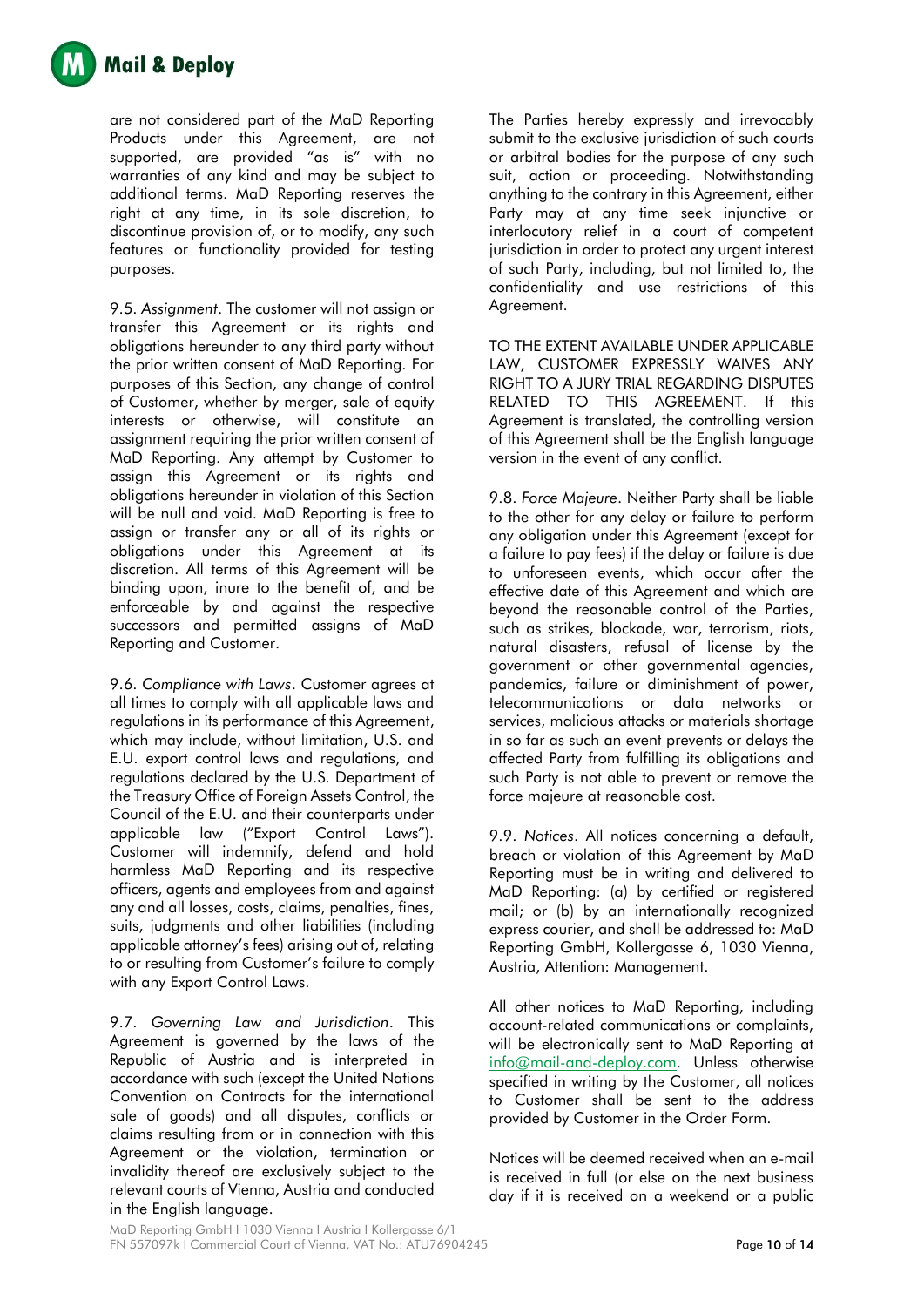are not considered part of the MaD Reporting Products under this Agreement, are not supported, are provided "as is" with no warranties of any kind and may be subject to additional terms. MaD Reporting reserves the right at any time, in its sole discretion, to discontinue provision of, or to modify, any such features or functionality provided for testing purposes.

9.5. *Assignment*. The customer will not assign or transfer this Agreement or its rights and obligations hereunder to any third party without the prior written consent of MaD Reporting. For purposes of this Section, any change of control of Customer, whether by merger, sale of equity interests or otherwise, will constitute an assignment requiring the prior written consent of MaD Reporting. Any attempt by Customer to assign this Agreement or its rights and obligations hereunder in violation of this Section will be null and void. MaD Reporting is free to assign or transfer any or all of its rights or obligations under this Agreement at its discretion. All terms of this Agreement will be binding upon, inure to the benefit of, and be enforceable by and against the respective successors and permitted assigns of MaD Reporting and Customer.

9.6. *Compliance with Laws*. Customer agrees at all times to comply with all applicable laws and regulations in its performance of this Agreement, which may include, without limitation, U.S. and E.U. export control laws and regulations, and regulations declared by the U.S. Department of the Treasury Office of Foreign Assets Control, the Council of the E.U. and their counterparts under applicable law ("Export Control Laws"). Customer will indemnify, defend and hold harmless MaD Reporting and its respective officers, agents and employees from and against any and all losses, costs, claims, penalties, fines, suits, judgments and other liabilities (including applicable attorney's fees) arising out of, relating to or resulting from Customer's failure to comply with any Export Control Laws.

9.7. *Governing Law and Jurisdiction*. This Agreement is governed by the laws of the Republic of Austria and is interpreted in accordance with such (except the United Nations Convention on Contracts for the international sale of goods) and all disputes, conflicts or claims resulting from or in connection with this Agreement or the violation, termination or invalidity thereof are exclusively subject to the relevant courts of Vienna, Austria and conducted in the English language.

The Parties hereby expressly and irrevocably submit to the exclusive jurisdiction of such courts or arbitral bodies for the purpose of any such suit, action or proceeding. Notwithstanding anything to the contrary in this Agreement, either Party may at any time seek injunctive or interlocutory relief in a court of competent jurisdiction in order to protect any urgent interest of such Party, including, but not limited to, the confidentiality and use restrictions of this Agreement.

TO THE EXTENT AVAILABLE UNDER APPLICABLE LAW, CUSTOMER EXPRESSLY WAIVES ANY RIGHT TO A JURY TRIAL REGARDING DISPUTES RELATED TO THIS AGREEMENT. If this Agreement is translated, the controlling version of this Agreement shall be the English language version in the event of any conflict.

9.8. *Force Majeure*. Neither Party shall be liable to the other for any delay or failure to perform any obligation under this Agreement (except for a failure to pay fees) if the delay or failure is due to unforeseen events, which occur after the effective date of this Agreement and which are beyond the reasonable control of the Parties, such as strikes, blockade, war, terrorism, riots, natural disasters, refusal of license by the government or other governmental agencies, pandemics, failure or diminishment of power, telecommunications or data networks or services, malicious attacks or materials shortage in so far as such an event prevents or delays the affected Party from fulfilling its obligations and such Party is not able to prevent or remove the force majeure at reasonable cost.

9.9. *Notices*. All notices concerning a default, breach or violation of this Agreement by MaD Reporting must be in writing and delivered to MaD Reporting: (a) by certified or registered mail; or (b) by an internationally recognized express courier, and shall be addressed to: MaD Reporting GmbH, Kollergasse 6, 1030 Vienna, Austria, Attention: Management.

All other notices to MaD Reporting, including account-related communications or complaints, will be electronically sent to MaD Reporting at [info@mail-and-deploy.com](mailto:info@mail-and-deploy.com). Unless otherwise specified in writing by the Customer, all notices to Customer shall be sent to the address provided by Customer in the Order Form.

Notices will be deemed received when an e-mail is received in full (or else on the next business day if it is received on a weekend or a public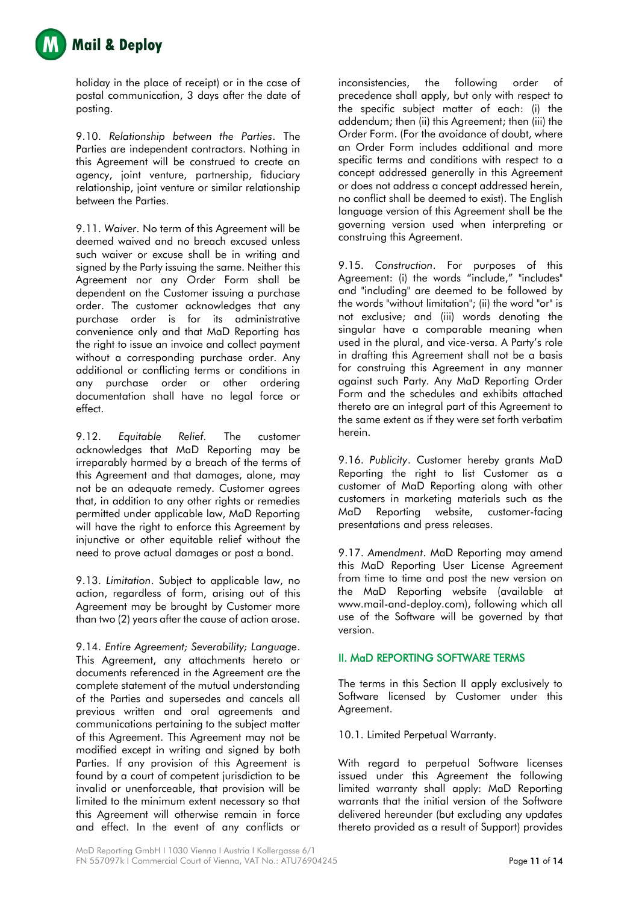holiday in the place of receipt) or in the case of postal communication, 3 days after the date of posting.

9.10. *Relationship between the Parties*. The Parties are independent contractors. Nothing in this Agreement will be construed to create an agency, joint venture, partnership, fiduciary relationship, joint venture or similar relationship between the Parties.

9.11. *Waiver*. No term of this Agreement will be deemed waived and no breach excused unless such waiver or excuse shall be in writing and signed by the Party issuing the same. Neither this Agreement nor any Order Form shall be dependent on the Customer issuing a purchase order. The customer acknowledges that any purchase order is for its administrative convenience only and that MaD Reporting has the right to issue an invoice and collect payment without a corresponding purchase order. Any additional or conflicting terms or conditions in any purchase order or other ordering documentation shall have no legal force or effect.

9.12. *Equitable Relief*. The customer acknowledges that MaD Reporting may be irreparably harmed by a breach of the terms of this Agreement and that damages, alone, may not be an adequate remedy. Customer agrees that, in addition to any other rights or remedies permitted under applicable law, MaD Reporting will have the right to enforce this Agreement by injunctive or other equitable relief without the need to prove actual damages or post a bond.

9.13. *Limitation*. Subject to applicable law, no action, regardless of form, arising out of this Agreement may be brought by Customer more than two (2) years after the cause of action arose.

9.14. *Entire Agreement; Severability; Language*. This Agreement, any attachments hereto or documents referenced in the Agreement are the complete statement of the mutual understanding of the Parties and supersedes and cancels all previous written and oral agreements and communications pertaining to the subject matter of this Agreement. This Agreement may not be modified except in writing and signed by both Parties. If any provision of this Agreement is found by a court of competent jurisdiction to be invalid or unenforceable, that provision will be limited to the minimum extent necessary so that this Agreement will otherwise remain in force and effect. In the event of any conflicts or inconsistencies, the following order of precedence shall apply, but only with respect to the specific subject matter of each: (i) the addendum; then (ii) this Agreement; then (iii) the Order Form. (For the avoidance of doubt, where an Order Form includes additional and more specific terms and conditions with respect to a concept addressed generally in this Agreement or does not address a concept addressed herein, no conflict shall be deemed to exist). The English language version of this Agreement shall be the governing version used when interpreting or construing this Agreement.

9.15. *Construction*. For purposes of this Agreement: (i) the words "include," "includes" and "including" are deemed to be followed by the words "without limitation"; (ii) the word "or" is not exclusive; and (iii) words denoting the singular have a comparable meaning when used in the plural, and vice-versa. A Party's role in drafting this Agreement shall not be a basis for construing this Agreement in any manner against such Party. Any MaD Reporting Order Form and the schedules and exhibits attached thereto are an integral part of this Agreement to the same extent as if they were set forth verbatim herein.

9.16. *Publicity*. Customer hereby grants MaD Reporting the right to list Customer as a customer of MaD Reporting along with other customers in marketing materials such as the MaD Reporting website, customer-facing presentations and press releases.

9.17. *Amendment*. MaD Reporting may amend this MaD Reporting User License Agreement from time to time and post the new version on the MaD Reporting website (available at www.mail-and-deploy.com), following which all use of the Software will be governed by that version.

## II. MaD REPORTING SOFTWARE TERMS

The terms in this Section II apply exclusively to Software licensed by Customer under this Agreement.

10.1. Limited Perpetual Warranty.

With regard to perpetual Software licenses issued under this Agreement the following limited warranty shall apply: MaD Reporting warrants that the initial version of the Software delivered hereunder (but excluding any updates thereto provided as a result of Support) provides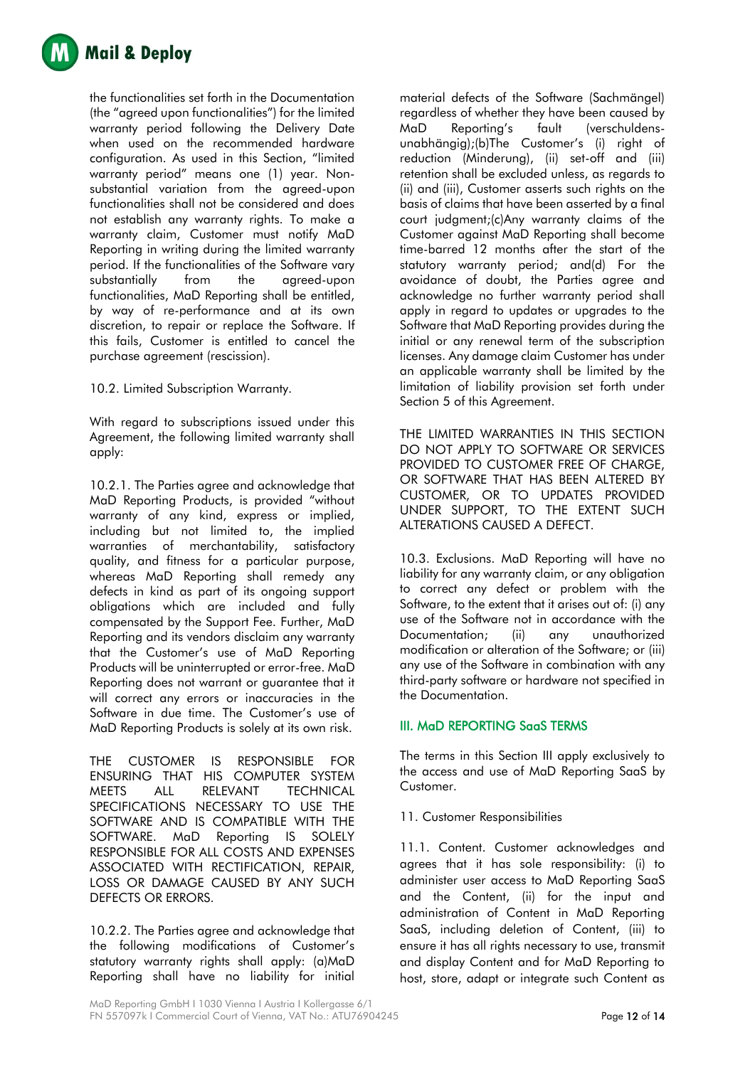the functionalities set forth in the Documentation (the "agreed upon functionalities") for the limited warranty period following the Delivery Date when used on the recommended hardware configuration. As used in this Section, "limited warranty period" means one (1) year. Non-substantial variation from the agreed-upon functionalities shall not be considered and does not establish any warranty rights. To make a warranty claim, Customer must notify MaD Reporting in writing during the limited warranty period. If the functionalities of the Software vary substantially from the agreed-upon functionalities, MaD Reporting shall be entitled, by way of re-performance and at its own discretion, to repair or replace the Software. If this fails, Customer is entitled to cancel the purchase agreement (rescission).

10.2. Limited Subscription Warranty.

With regard to subscriptions issued under this Agreement, the following limited warranty shall apply:

10.2.1. The Parties agree and acknowledge that MaD Reporting Products, is provided "without warranty of any kind, express or implied, including but not limited to, the implied warranties of merchantability, satisfactory quality, and fitness for a particular purpose, whereas MaD Reporting shall remedy any defects in kind as part of its ongoing support obligations which are included and fully compensated by the Support Fee. Further, MaD Reporting and its vendors disclaim any warranty that the Customer's use of MaD Reporting Products will be uninterrupted or error-free. MaD Reporting does not warrant or guarantee that it will correct any errors or inaccuracies in the Software in due time. The Customer's use of MaD Reporting Products is solely at its own risk.

THE CUSTOMER IS RESPONSIBLE FOR ENSURING THAT HIS COMPUTER SYSTEM MEETS ALL RELEVANT TECHNICAL SPECIFICATIONS NECESSARY TO USE THE SOFTWARE AND IS COMPATIBLE WITH THE SOFTWARE. MaD Reporting IS SOLELY RESPONSIBLE FOR ALL COSTS AND EXPENSES ASSOCIATED WITH RECTIFICATION, REPAIR, LOSS OR DAMAGE CAUSED BY ANY SUCH DEFECTS OR ERRORS.

10.2.2. The Parties agree and acknowledge that the following modifications of Customer's statutory warranty rights shall apply: (a)MaD Reporting shall have no liability for initial material defects of the Software (Sachmängel) regardless of whether they have been caused by MaD Reporting's fault (verschuldens-unabhängig);(b)The Customer's (i) right of reduction (Minderung), (ii) set-off and (iii) retention shall be excluded unless, as regards to (ii) and (iii), Customer asserts such rights on the basis of claims that have been asserted by a final court judgment;(c)Any warranty claims of the Customer against MaD Reporting shall become time-barred 12 months after the start of the statutory warranty period; and(d) For the avoidance of doubt, the Parties agree and acknowledge no further warranty period shall apply in regard to updates or upgrades to the Software that MaD Reporting provides during the initial or any renewal term of the subscription licenses. Any damage claim Customer has under an applicable warranty shall be limited by the limitation of liability provision set forth under Section 5 of this Agreement.

THE LIMITED WARRANTIES IN THIS SECTION DO NOT APPLY TO SOFTWARE OR SERVICES PROVIDED TO CUSTOMER FREE OF CHARGE, OR SOFTWARE THAT HAS BEEN ALTERED BY CUSTOMER, OR TO UPDATES PROVIDED UNDER SUPPORT, TO THE EXTENT SUCH ALTERATIONS CAUSED A DEFECT.

10.3. Exclusions. MaD Reporting will have no liability for any warranty claim, or any obligation to correct any defect or problem with the Software, to the extent that it arises out of: (i) any use of the Software not in accordance with the Documentation; (ii) any unauthorized modification or alteration of the Software; or (iii) any use of the Software in combination with any third-party software or hardware not specified in the Documentation.

## III. MaD REPORTING SaaS TERMS

The terms in this Section III apply exclusively to the access and use of MaD Reporting SaaS by Customer.

11. Customer Responsibilities

11.1. Content. Customer acknowledges and agrees that it has sole responsibility: (i) to administer user access to MaD Reporting SaaS and the Content, (ii) for the input and administration of Content in MaD Reporting SaaS, including deletion of Content, (iii) to ensure it has all rights necessary to use, transmit and display Content and for MaD Reporting to host, store, adapt or integrate such Content as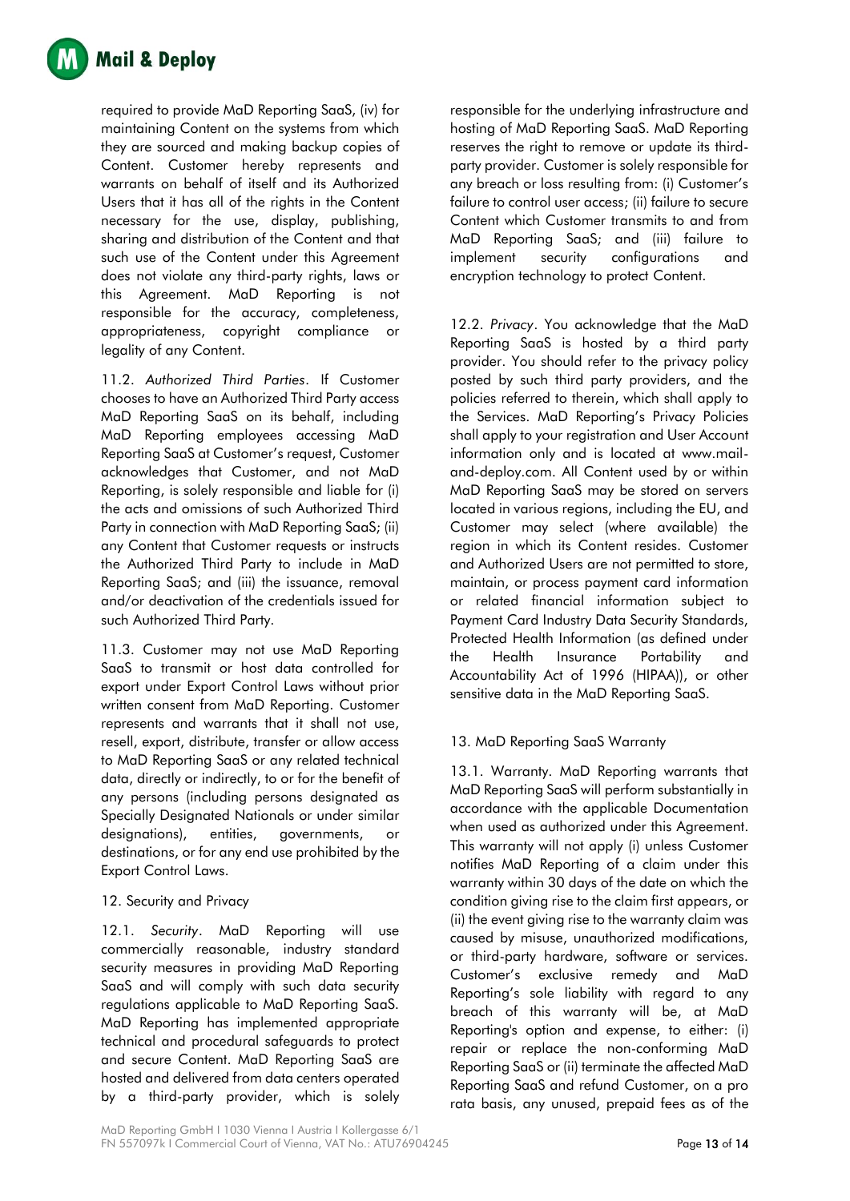required to provide MaD Reporting SaaS, (iv) for maintaining Content on the systems from which they are sourced and making backup copies of Content. Customer hereby represents and warrants on behalf of itself and its Authorized Users that it has all of the rights in the Content necessary for the use, display, publishing, sharing and distribution of the Content and that such use of the Content under this Agreement does not violate any third-party rights, laws or this Agreement. MaD Reporting is not responsible for the accuracy, completeness, appropriateness, copyright compliance or legality of any Content.

11.2. *Authorized Third Parties*. If Customer chooses to have an Authorized Third Party access MaD Reporting SaaS on its behalf, including MaD Reporting employees accessing MaD Reporting SaaS at Customer's request, Customer acknowledges that Customer, and not MaD Reporting, is solely responsible and liable for (i) the acts and omissions of such Authorized Third Party in connection with MaD Reporting SaaS; (ii) any Content that Customer requests or instructs the Authorized Third Party to include in MaD Reporting SaaS; and (iii) the issuance, removal and/or deactivation of the credentials issued for such Authorized Third Party.

11.3. Customer may not use MaD Reporting SaaS to transmit or host data controlled for export under Export Control Laws without prior written consent from MaD Reporting. Customer represents and warrants that it shall not use, resell, export, distribute, transfer or allow access to MaD Reporting SaaS or any related technical data, directly or indirectly, to or for the benefit of any persons (including persons designated as Specially Designated Nationals or under similar designations), entities, governments, or destinations, or for any end use prohibited by the Export Control Laws.

12. Security and Privacy

12.1. *Security*. MaD Reporting will use commercially reasonable, industry standard security measures in providing MaD Reporting SaaS and will comply with such data security regulations applicable to MaD Reporting SaaS. MaD Reporting has implemented appropriate technical and procedural safeguards to protect and secure Content. MaD Reporting SaaS are hosted and delivered from data centers operated by a third-party provider, which is solely responsible for the underlying infrastructure and hosting of MaD Reporting SaaS. MaD Reporting reserves the right to remove or update its third-party provider. Customer is solely responsible for any breach or loss resulting from: (i) Customer's failure to control user access; (ii) failure to secure Content which Customer transmits to and from MaD Reporting SaaS; and (iii) failure to implement security configurations and encryption technology to protect Content.

12.2. *Privacy*. You acknowledge that the MaD Reporting SaaS is hosted by a third party provider. You should refer to the privacy policy posted by such third party providers, and the policies referred to therein, which shall apply to the Services. MaD Reporting's Privacy Policies shall apply to your registration and User Account information only and is located at www.mail-and-deploy.com. All Content used by or within MaD Reporting SaaS may be stored on servers located in various regions, including the EU, and Customer may select (where available) the region in which its Content resides. Customer and Authorized Users are not permitted to store, maintain, or process payment card information or related financial information subject to Payment Card Industry Data Security Standards, Protected Health Information (as defined under the Health Insurance Portability and Accountability Act of 1996 (HIPAA)), or other sensitive data in the MaD Reporting SaaS.

13. MaD Reporting SaaS Warranty

13.1. Warranty. MaD Reporting warrants that MaD Reporting SaaS will perform substantially in accordance with the applicable Documentation when used as authorized under this Agreement. This warranty will not apply (i) unless Customer notifies MaD Reporting of a claim under this warranty within 30 days of the date on which the condition giving rise to the claim first appears, or (ii) the event giving rise to the warranty claim was caused by misuse, unauthorized modifications, or third-party hardware, software or services. Customer's exclusive remedy and MaD Reporting's sole liability with regard to any breach of this warranty will be, at MaD Reporting's option and expense, to either: (i) repair or replace the non-conforming MaD Reporting SaaS or (ii) terminate the affected MaD Reporting SaaS and refund Customer, on a pro rata basis, any unused, prepaid fees as of the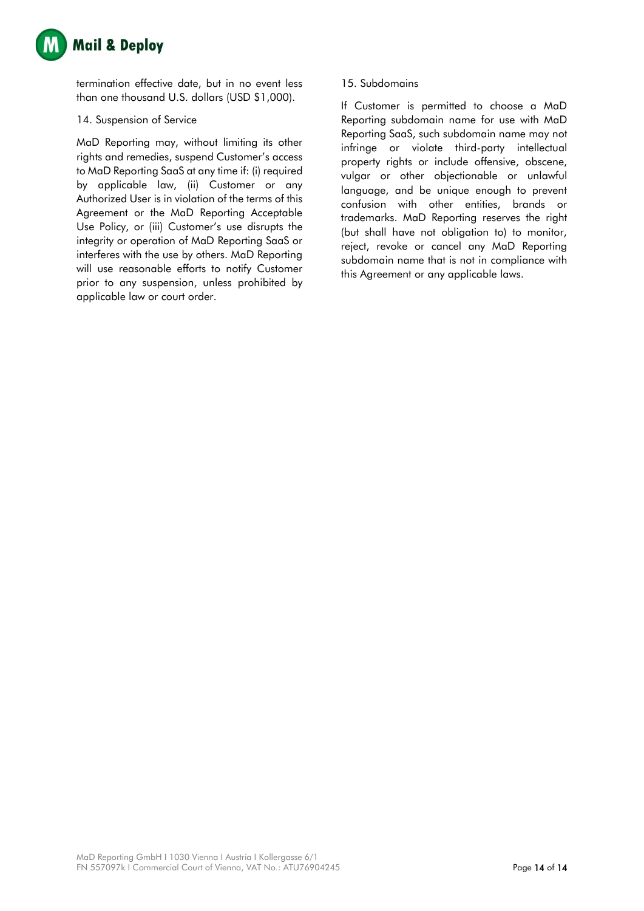termination effective date, but in no event less than one thousand U.S. dollars (USD $1,000).

14. Suspension of Service

MaD Reporting may, without limiting its other rights and remedies, suspend Customer's access to MaD Reporting SaaS at any time if: (i) required by applicable law, (ii) Customer or any Authorized User is in violation of the terms of this Agreement or the MaD Reporting Acceptable Use Policy, or (iii) Customer's use disrupts the integrity or operation of MaD Reporting SaaS or interferes with the use by others. MaD Reporting will use reasonable efforts to notify Customer prior to any suspension, unless prohibited by applicable law or court order.

15. Subdomains

If Customer is permitted to choose a MaD Reporting subdomain name for use with MaD Reporting SaaS, such subdomain name may not infringe or violate third-party intellectual property rights or include offensive, obscene, vulgar or other objectionable or unlawful language, and be unique enough to prevent confusion with other entities, brands or trademarks. MaD Reporting reserves the right (but shall have not obligation to) to monitor, reject, revoke or cancel any MaD Reporting subdomain name that is not in compliance with this Agreement or any applicable laws.